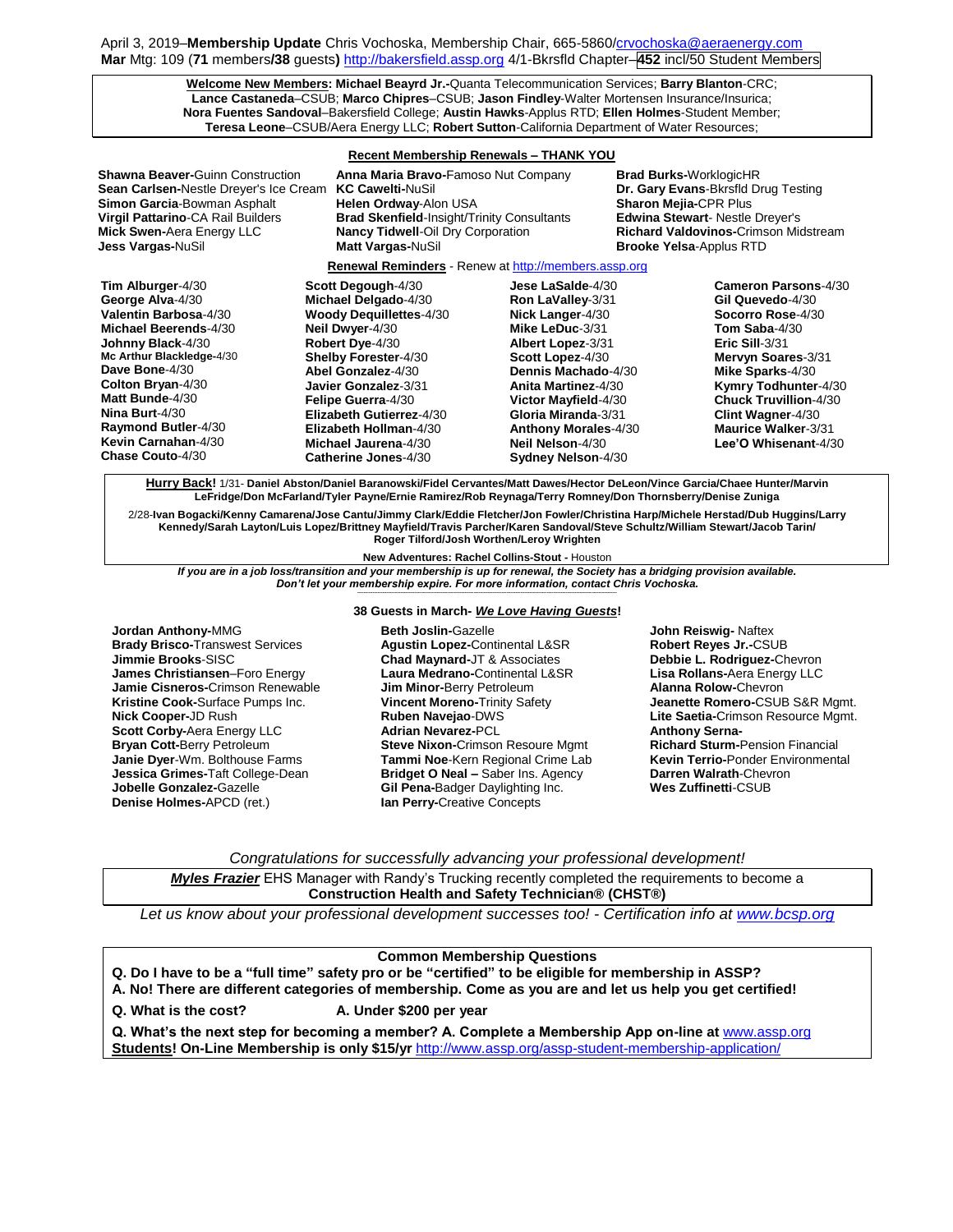April 3, 2019–**Membership Update** Chris Vochoska, Membership Chair, 665-5860/crvochoska@aeraenergy.com
**Mar** Mtg: 109 (**71** members**/38** guests**)** http://bakersfield.assp.org 4/1-Bkrsfld Chapter–**452** incl/50 Student Members

**Welcome New Members:** **Michael Beayrd Jr.**-Quanta Telecommunication Services; **Barry Blanton**-CRC; **Lance Castaneda**–CSUB; **Marco Chipres**–CSUB; **Jason Findley**-Walter Mortensen Insurance/Insurica; **Nora Fuentes Sandoval**–Bakersfield College; **Austin Hawks**-Applus RTD; **Ellen Holmes**-Student Member; **Teresa Leone**–CSUB/Aera Energy LLC; **Robert Sutton**-California Department of Water Resources;

## Recent Membership Renewals – THANK YOU

**Shawna Beaver-**Guinn Construction
**Sean Carlsen-**Nestle Dreyer's Ice Cream
**Simon Garcia**-Bowman Asphalt
**Virgil Pattarino**-CA Rail Builders
**Mick Swen-**Aera Energy LLC
**Jess Vargas-**NuSil
**Anna Maria Bravo-**Famoso Nut Company
**KC Cawelti-**NuSil
**Helen Ordway**-Alon USA
**Brad Skenfield**-Insight/Trinity Consultants
**Nancy Tidwell**-Oil Dry Corporation
**Matt Vargas-**NuSil
**Brad Burks-**WorklogicHR
**Dr. Gary Evans**-Bkrsfld Drug Testing
**Sharon Mejia-**CPR Plus
**Edwina Stewart**- Nestle Dreyer's
**Richard Valdovinos-**Crimson Midstream
**Brooke Yelsa**-Applus RTD

## Renewal Reminders - Renew at http://members.assp.org

**Tim Alburger**-4/30
**George Alva**-4/30
**Valentin Barbosa**-4/30
**Michael Beerends**-4/30
**Johnny Black**-4/30
**Mc Arthur Blackledge-**4/30
**Dave Bone**-4/30
**Colton Bryan**-4/30
**Matt Bunde**-4/30
**Nina Burt**-4/30
**Raymond Butler**-4/30
**Kevin Carnahan**-4/30
**Chase Couto**-4/30
**Scott Degough**-4/30
**Michael Delgado**-4/30
**Woody Dequillettes**-4/30
**Neil Dwyer**-4/30
**Robert Dye**-4/30
**Shelby Forester**-4/30
**Abel Gonzalez**-4/30
**Javier Gonzalez**-3/31
**Felipe Guerra**-4/30
**Elizabeth Gutierrez**-4/30
**Elizabeth Hollman**-4/30
**Michael Jaurena**-4/30
**Catherine Jones**-4/30
**Jese LaSalde**-4/30
**Ron LaValley**-3/31
**Nick Langer**-4/30
**Mike LeDuc**-3/31
**Albert Lopez**-3/31
**Scott Lopez**-4/30
**Dennis Machado**-4/30
**Anita Martinez**-4/30
**Victor Mayfield**-4/30
**Gloria Miranda**-3/31
**Anthony Morales**-4/30
**Neil Nelson**-4/30
**Sydney Nelson**-4/30
**Cameron Parsons**-4/30
**Gil Quevedo**-4/30
**Socorro Rose**-4/30
**Tom Saba**-4/30
**Eric Sill**-3/31
**Mervyn Soares**-3/31
**Mike Sparks**-4/30
**Kymry Todhunter**-4/30
**Chuck Truvillion**-4/30
**Clint Wagner**-4/30
**Maurice Walker**-3/31
**Lee'O Whisenant**-4/30

**Hurry Back!** 1/31- **Daniel Abston/Daniel Baranowski/Fidel Cervantes/Matt Dawes/Hector DeLeon/Vince Garcia/Chaee Hunter/Marvin LeFridge/Don McFarland/Tyler Payne/Ernie Ramirez/Rob Reynaga/Terry Romney/Don Thornsberry/Denise Zuniga**

2/28-**Ivan Bogacki/Kenny Camarena/Jose Cantu/Jimmy Clark/Eddie Fletcher/Jon Fowler/Christina Harp/Michele Herstad/Dub Huggins/Larry Kennedy/Sarah Layton/Luis Lopez/Brittney Mayfield/Travis Parcher/Karen Sandoval/Steve Schultz/William Stewart/Jacob Tarin/ Roger Tilford/Josh Worthen/Leroy Wrighten**

**New Adventures: Rachel Collins-Stout -** Houston

***If you are in a job loss/transition and your membership is up for renewal, the Society has a bridging provision available. Don't let your membership expire. For more information, contact Chris Vochoska.***

## 38 Guests in March- *We Love Having Guests*!

**Jordan Anthony-**MMG
**Brady Brisco-**Transwest Services
**Jimmie Brooks**-SISC
**James Christiansen**–Foro Energy
**Jamie Cisneros-**Crimson Renewable
**Kristine Cook-**Surface Pumps Inc.
**Nick Cooper-**JD Rush
**Scott Corby-**Aera Energy LLC
**Bryan Cott-**Berry Petroleum
**Janie Dyer**-Wm. Bolthouse Farms
**Jessica Grimes-**Taft College-Dean
**Jobelle Gonzalez-**Gazelle
**Denise Holmes-**APCD (ret.)
**Beth Joslin-**Gazelle
**Agustin Lopez-**Continental L&SR
**Chad Maynard-**JT & Associates
**Laura Medrano-**Continental L&SR
**Jim Minor-**Berry Petroleum
**Vincent Moreno-**Trinity Safety
**Ruben Navejao**-DWS
**Adrian Nevarez-**PCL
**Steve Nixon-**Crimson Resoure Mgmt
**Tammi Noe**-Kern Regional Crime Lab
**Bridget O Neal –** Saber Ins. Agency
**Gil Pena-**Badger Daylighting Inc.
**Ian Perry-**Creative Concepts
**John Reiswig-** Naftex
**Robert Reyes Jr.-**CSUB
**Debbie L. Rodriguez-**Chevron
**Lisa Rollans-**Aera Energy LLC
**Alanna Rolow-**Chevron
**Jeanette Romero-**CSUB S&R Mgmt.
**Lite Saetia-**Crimson Resource Mgmt.
**Anthony Serna-**
**Richard Sturm-**Pension Financial
**Kevin Terrio-**Ponder Environmental
**Darren Walrath**-Chevron
**Wes Zuffinetti**-CSUB

*Congratulations for successfully advancing your professional development!*

***Myles Frazier*** EHS Manager with Randy's Trucking recently completed the requirements to become a **Construction Health and Safety Technician® (CHST®)**

*Let us know about your professional development successes too! - Certification info at www.bcsp.org*

## Common Membership Questions

**Q. Do I have to be a "full time" safety pro or be "certified" to be eligible for membership in ASSP?**
**A. No! There are different categories of membership. Come as you are and let us help you get certified!**

**Q. What is the cost?** **A. Under $200 per year**

**Q. What's the next step for becoming a member? A. Complete a Membership App on-line at** www.assp.org
**Students! On-Line Membership is only $15/yr** http://www.assp.org/assp-student-membership-application/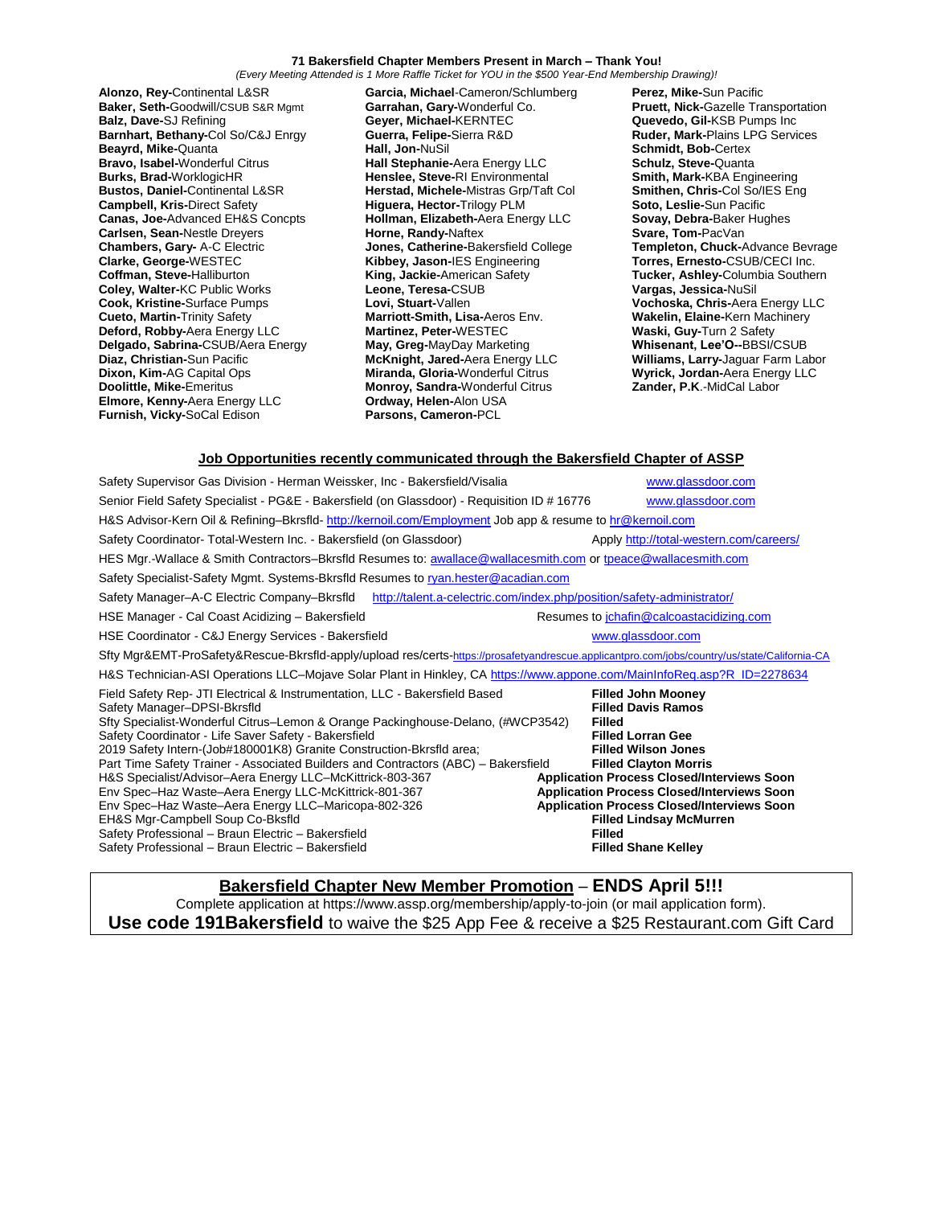**71 Bakersfield Chapter Members Present in March – Thank You!**

*(Every Meeting Attended is 1 More Raffle Ticket for YOU in the $500 Year-End Membership Drawing)!*

**Alonzo, Rey-**Continental L&SR
**Baker, Seth-**Goodwill/CSUB S&R Mgmt
**Balz, Dave-**SJ Refining
**Barnhart, Bethany-**Col So/C&J Enrgy
**Beayrd, Mike-**Quanta
**Bravo, Isabel-**Wonderful Citrus
**Burks, Brad-**WorklogicHR
**Bustos, Daniel-**Continental L&SR
**Campbell, Kris-**Direct Safety
**Canas, Joe-**Advanced EH&S Concpts
**Carlsen, Sean-**Nestle Dreyers
**Chambers, Gary-** A-C Electric
**Clarke, George-**WESTEC
**Coffman, Steve-**Halliburton
**Coley, Walter-**KC Public Works
**Cook, Kristine-**Surface Pumps
**Cueto, Martin-**Trinity Safety
**Deford, Robby-**Aera Energy LLC
**Delgado, Sabrina-**CSUB/Aera Energy
**Diaz, Christian-**Sun Pacific
**Dixon, Kim-**AG Capital Ops
**Doolittle, Mike-**Emeritus
**Elmore, Kenny-**Aera Energy LLC
**Furnish, Vicky-**SoCal Edison
**Garcia, Michael**-Cameron/Schlumberg
**Garrahan, Gary-**Wonderful Co.
**Geyer, Michael-**KERNTEC
**Guerra, Felipe-**Sierra R&D
**Hall, Jon-**NuSil
**Hall Stephanie-**Aera Energy LLC
**Henslee, Steve-**RI Environmental
**Herstad, Michele-**Mistras Grp/Taft Col
**Higuera, Hector-**Trilogy PLM
**Hollman, Elizabeth-**Aera Energy LLC
**Horne, Randy-**Naftex
**Jones, Catherine-**Bakersfield College
**Kibbey, Jason-**IES Engineering
**King, Jackie-**American Safety
**Leone, Teresa-**CSUB
**Lovi, Stuart-**Vallen
**Marriott-Smith, Lisa-**Aeros Env.
**Martinez, Peter-**WESTEC
**May, Greg-**MayDay Marketing
**McKnight, Jared-**Aera Energy LLC
**Miranda, Gloria-**Wonderful Citrus
**Monroy, Sandra-**Wonderful Citrus
**Ordway, Helen-**Alon USA
**Parsons, Cameron-**PCL
**Perez, Mike-**Sun Pacific
**Pruett, Nick-**Gazelle Transportation
**Quevedo, Gil-**KSB Pumps Inc
**Ruder, Mark-**Plains LPG Services
**Schmidt, Bob-**Certex
**Schulz, Steve-**Quanta
**Smith, Mark-**KBA Engineering
**Smithen, Chris-**Col So/IES Eng
**Soto, Leslie-**Sun Pacific
**Sovay, Debra-**Baker Hughes
**Svare, Tom-**PacVan
**Templeton, Chuck-**Advance Bevrage
**Torres, Ernesto-**CSUB/CECI Inc.
**Tucker, Ashley-**Columbia Southern
**Vargas, Jessica-**NuSil
**Vochoska, Chris-**Aera Energy LLC
**Wakelin, Elaine-**Kern Machinery
**Waski, Guy-**Turn 2 Safety
**Whisenant, Lee'O--**BBSI/CSUB
**Williams, Larry-**Jaguar Farm Labor
**Wyrick, Jordan-**Aera Energy LLC
**Zander, P.K**.-MidCal Labor

## Job Opportunities recently communicated through the Bakersfield Chapter of ASSP

Safety Supervisor Gas Division - Herman Weissker, Inc - Bakersfield/Visalia — www.glassdoor.com

Senior Field Safety Specialist - PG&E - Bakersfield (on Glassdoor) - Requisition ID # 16776 — www.glassdoor.com

H&S Advisor-Kern Oil & Refining–Bkrsfld- http://kernoil.com/Employment Job app & resume to hr@kernoil.com

Safety Coordinator- Total-Western Inc. - Bakersfield (on Glassdoor) — Apply http://total-western.com/careers/

HES Mgr.-Wallace & Smith Contractors–Bkrsfld Resumes to: awallace@wallacesmith.com or tpeace@wallacesmith.com

Safety Specialist-Safety Mgmt. Systems-Bkrsfld Resumes to ryan.hester@acadian.com

Safety Manager–A-C Electric Company–Bkrsfld http://talent.a-celectric.com/index.php/position/safety-administrator/

HSE Manager - Cal Coast Acidizing – Bakersfield — Resumes to jchafin@calcoastacidizing.com

HSE Coordinator - C&J Energy Services - Bakersfield — www.glassdoor.com

Sfty Mgr&EMT-ProSafety&Rescue-Bkrsfld-apply/upload res/certs-https://prosafetyandrescue.applicantpro.com/jobs/country/us/state/California-CA

H&S Technician-ASI Operations LLC–Mojave Solar Plant in Hinkley, CA https://www.appone.com/MainInfoReq.asp?R_ID=2278634

| | |
|---|---|
| Field Safety Rep- JTI Electrical & Instrumentation, LLC - Bakersfield Based | **Filled John Mooney** |
| Safety Manager–DPSI-Bkrsfld | **Filled Davis Ramos** |
| Sfty Specialist-Wonderful Citrus–Lemon & Orange Packinghouse-Delano, (#WCP3542) | **Filled** |
| Safety Coordinator - Life Saver Safety - Bakersfield | **Filled Lorran Gee** |
| 2019 Safety Intern-(Job#180001K8) Granite Construction-Bkrsfld area; | **Filled Wilson Jones** |
| Part Time Safety Trainer - Associated Builders and Contractors (ABC) – Bakersfield | **Filled Clayton Morris** |
| H&S Specialist/Advisor–Aera Energy LLC–McKittrick-803-367 | **Application Process Closed/Interviews Soon** |
| Env Spec–Haz Waste–Aera Energy LLC-McKittrick-801-367 | **Application Process Closed/Interviews Soon** |
| Env Spec–Haz Waste–Aera Energy LLC–Maricopa-802-326 | **Application Process Closed/Interviews Soon** |
| EH&S Mgr-Campbell Soup Co-Bksfld | **Filled Lindsay McMurren** |
| Safety Professional – Braun Electric – Bakersfield | **Filled** |
| Safety Professional – Braun Electric – Bakersfield | **Filled Shane Kelley** |

## Bakersfield Chapter New Member Promotion – ENDS April 5!!!

Complete application at https://www.assp.org/membership/apply-to-join (or mail application form).

**Use code 191Bakersfield** to waive the $25 App Fee & receive a $25 Restaurant.com Gift Card